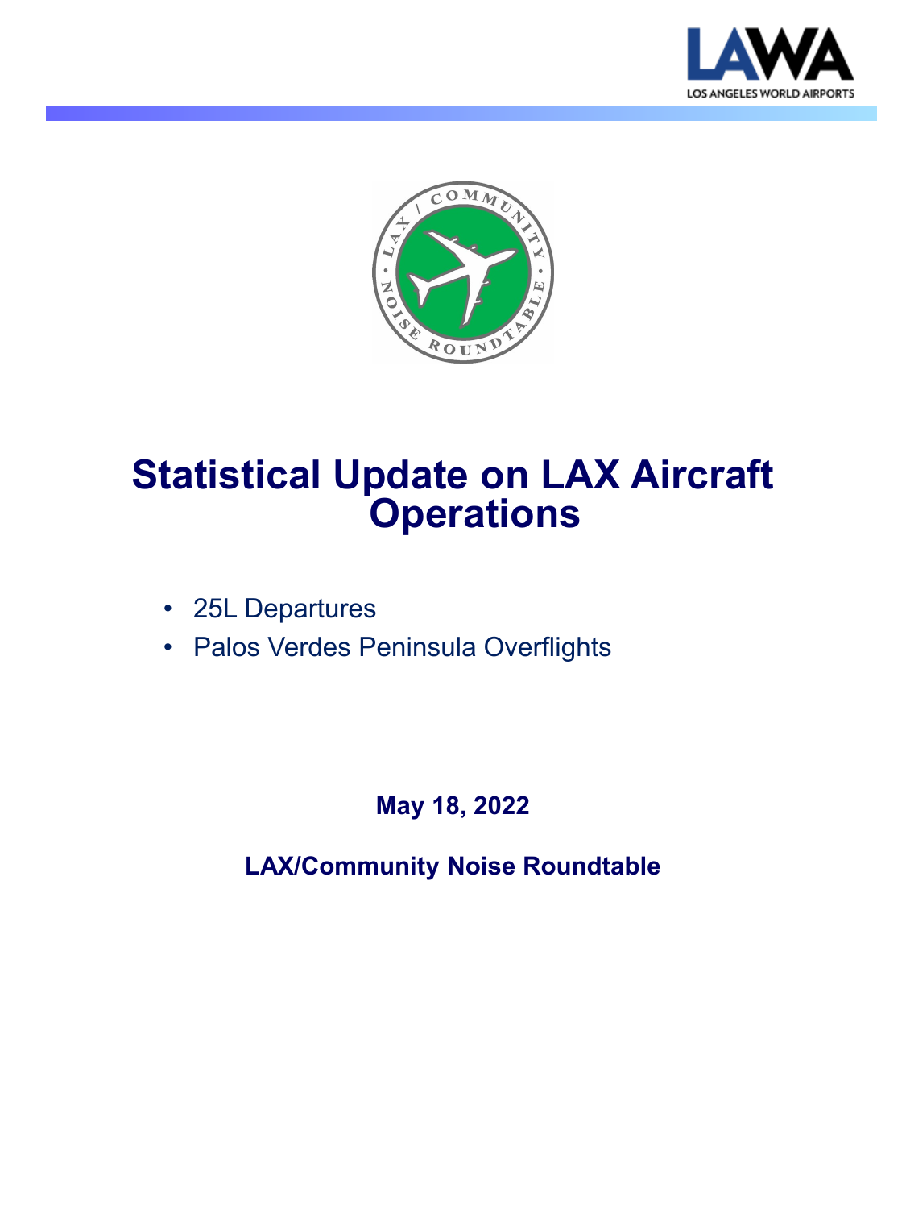# Statistical Update on LAX Aircraft Operations

- 25L Departures
- Palos Verdes Peninsula Overflights

**May 18, 2022**

**LAX/Community Noise Roundtable**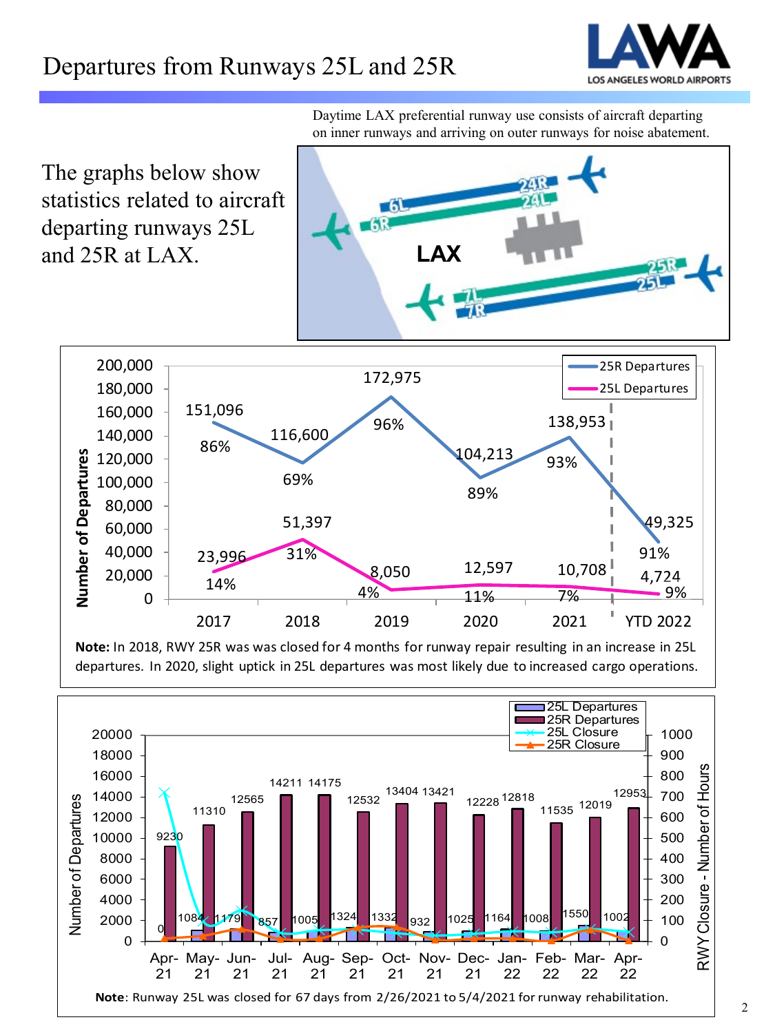# Departures from Runways 25L and 25R

Daytime LAX preferential runway use consists of aircraft departing on inner runways and arriving on outer runways for noise abatement.

The graphs below show statistics related to aircraft departing runways 25L and 25R at LAX.

| Year | 25R Departures | 25R % | 25L Departures | 25L % |
|---|---|---|---|---|
| 2017 | 151,096 | 86% | 23,996 | 14% |
| 2018 | 116,600 | 69% | 51,397 | 31% |
| 2019 | 172,975 | 96% | 8,050 | 4% |
| 2020 | 104,213 | 89% | 12,597 | 11% |
| 2021 | 138,953 | 93% | 10,708 | 7% |
| YTD 2022 | 49,325 | 91% | 4,724 | 9% |

**Note:** In 2018, RWY 25R was was closed for 4 months for runway repair resulting in an increase in 25L departures. In 2020, slight uptick in 25L departures was most likely due to increased cargo operations.

| Month | 25L Departures | 25R Departures |
|---|---|---|
| Apr-21 | 0 | 9230 |
| May-21 | 1084 | 11310 |
| Jun-21 | 1179 | 12565 |
| Jul-21 | 857 | 14211 |
| Aug-21 | 1005 | 14175 |
| Sep-21 | 1324 | 12532 |
| Oct-21 | 1332 | 13404 |
| Nov-21 | 932 | 13421 |
| Dec-21 | 1025 | 12228 |
| Jan-22 | 1164 | 12818 |
| Feb-22 | 1008 | 11535 |
| Mar-22 | 1550 | 12019 |
| Apr-22 | 1002 | 12953 |

**Note**: Runway 25L was closed for 67 days from 2/26/2021 to 5/4/2021 for runway rehabilitation.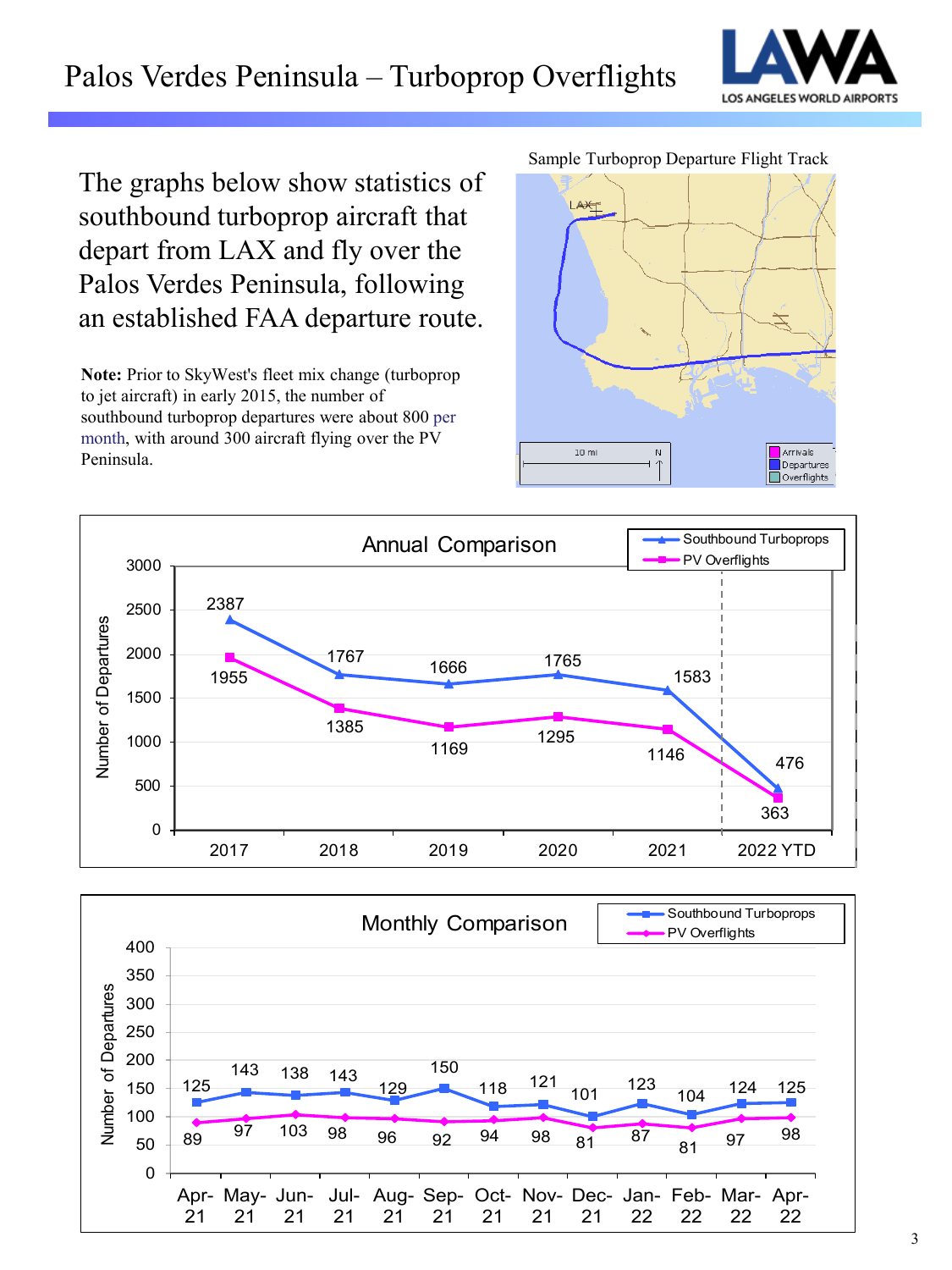# Palos Verdes Peninsula – Turboprop Overflights

The graphs below show statistics of southbound turboprop aircraft that depart from LAX and fly over the Palos Verdes Peninsula, following an established FAA departure route.

**Note:** Prior to SkyWest's fleet mix change (turboprop to jet aircraft) in early 2015, the number of southbound turboprop departures were about 800 per month, with around 300 aircraft flying over the PV Peninsula.

Sample Turboprop Departure Flight Track

**Annual Comparison**

| Year | Southbound Turboprops | PV Overflights |
|---|---|---|
| 2017 | 2387 | 1955 |
| 2018 | 1767 | 1385 |
| 2019 | 1666 | 1169 |
| 2020 | 1765 | 1295 |
| 2021 | 1583 | 1146 |
| 2022 YTD | 476 | 363 |

**Monthly Comparison**

| Month | Southbound Turboprops | PV Overflights |
|---|---|---|
| Apr-21 | 125 | 89 |
| May-21 | 143 | 97 |
| Jun-21 | 138 | 103 |
| Jul-21 | 143 | 98 |
| Aug-21 | 129 | 96 |
| Sep-21 | 150 | 92 |
| Oct-21 | 118 | 94 |
| Nov-21 | 121 | 98 |
| Dec-21 | 101 | 81 |
| Jan-22 | 123 | 87 |
| Feb-22 | 104 | 81 |
| Mar-22 | 124 | 97 |
| Apr-22 | 125 | 98 |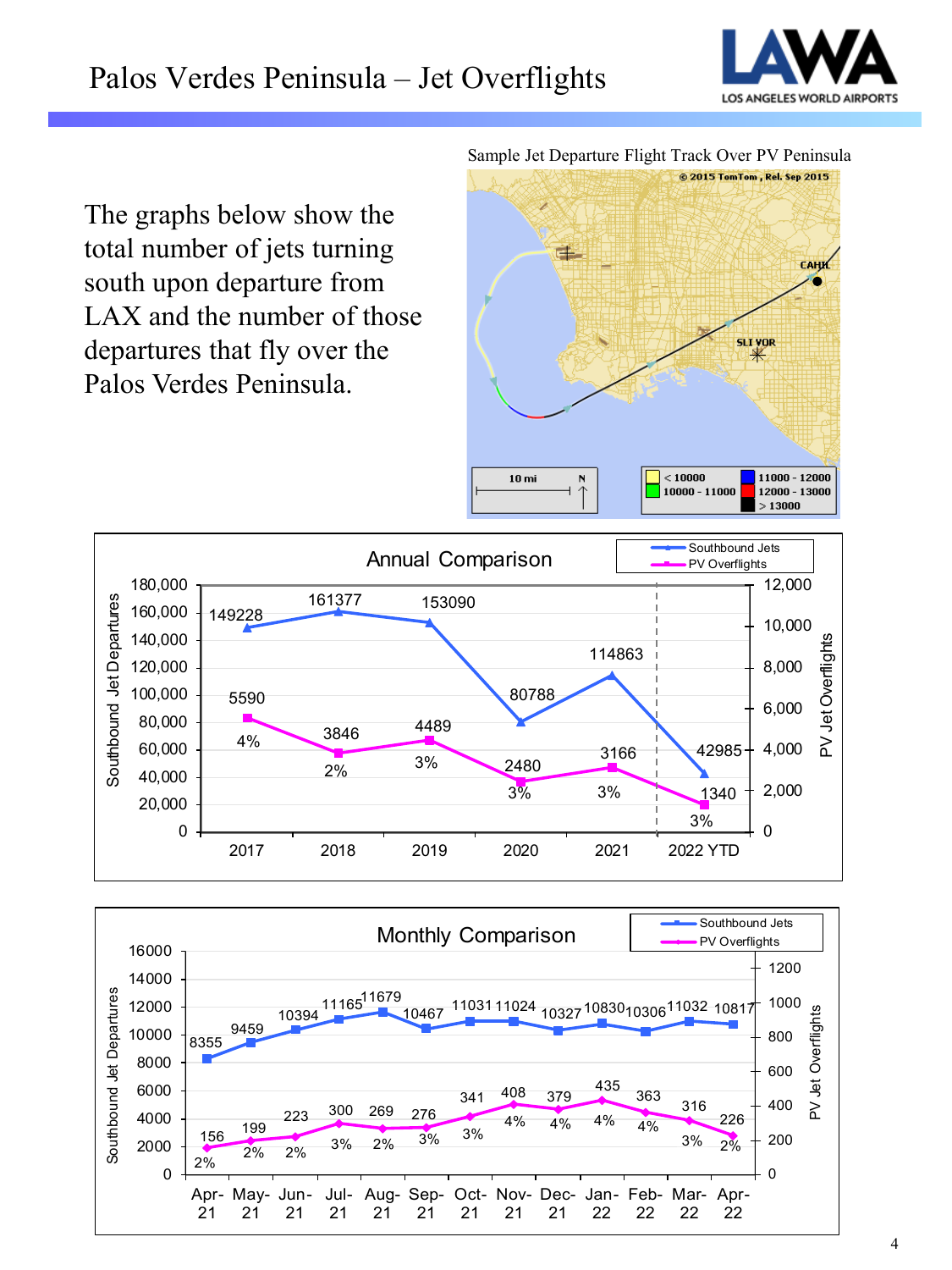# Palos Verdes Peninsula – Jet Overflights

The graphs below show the total number of jets turning south upon departure from LAX and the number of those departures that fly over the Palos Verdes Peninsula.

Sample Jet Departure Flight Track Over PV Peninsula

## Annual Comparison

| Year | Southbound Jets | PV Overflights | % |
|---|---|---|---|
| 2017 | 149228 | 5590 | 4% |
| 2018 | 161377 | 3846 | 2% |
| 2019 | 153090 | 4489 | 3% |
| 2020 | 80788 | 2480 | 3% |
| 2021 | 114863 | 3166 | 3% |
| 2022 YTD | 42985 | 1340 | 3% |

## Monthly Comparison

| Month | Southbound Jets | PV Overflights | % |
|---|---|---|---|
| Apr-21 | 8355 | 156 | 2% |
| May-21 | 9459 | 199 | 2% |
| Jun-21 | 10394 | 223 | 2% |
| Jul-21 | 11165 | 300 | 3% |
| Aug-21 | 11679 | 269 | 2% |
| Sep-21 | 10467 | 276 | 3% |
| Oct-21 | 11031 | 341 | 3% |
| Nov-21 | 11024 | 408 | 4% |
| Dec-21 | 10327 | 379 | 4% |
| Jan-22 | 10830 | 435 | 4% |
| Feb-22 | 10306 | 363 | 4% |
| Mar-22 | 11032 | 316 | 3% |
| Apr-22 | 10817 | 226 | 2% |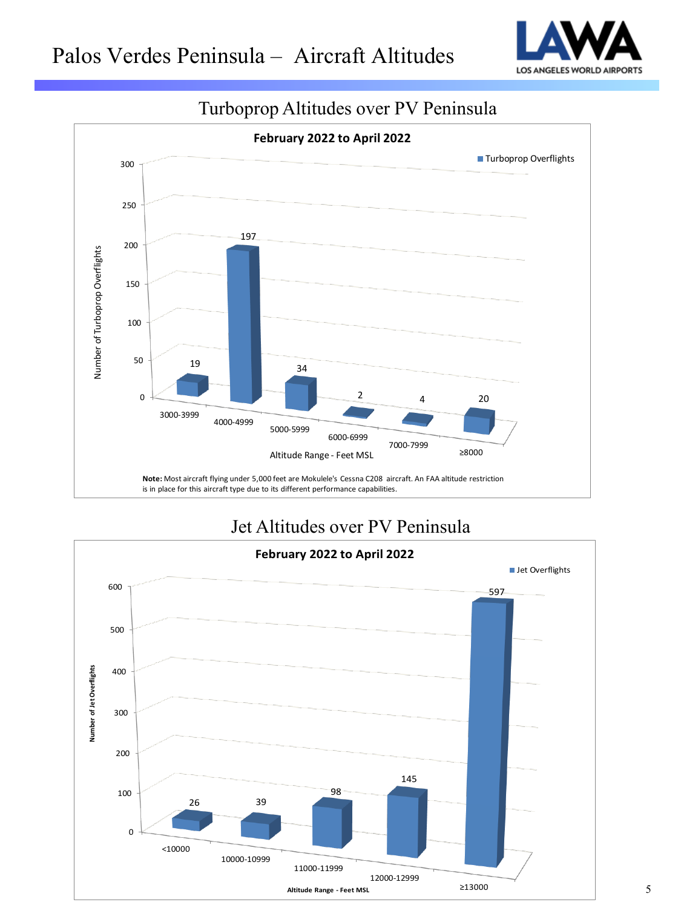# Palos Verdes Peninsula – Aircraft Altitudes

LOS ANGELES WORLD AIRPORTS

## Turboprop Altitudes over PV Peninsula

February 2022 to April 2022

Turboprop Overflights

Number of Turboprop Overflights

0
50
100
150
200
250
300

19
197
34
2
4
20

3000-3999
4000-4999
5000-5999
6000-6999
7000-7999
≥8000

Altitude Range - Feet MSL

**Note:** Most aircraft flying under 5,000 feet are Mokulele's Cessna C208 aircraft. An FAA altitude restriction is in place for this aircraft type due to its different performance capabilities.

## Jet Altitudes over PV Peninsula

February 2022 to April 2022

Jet Overflights

Number of Jet Overflights

0
100
200
300
400
500
600

26
39
98
145
597

<10000
10000-10999
11000-11999
12000-12999
≥13000

Altitude Range - Feet MSL